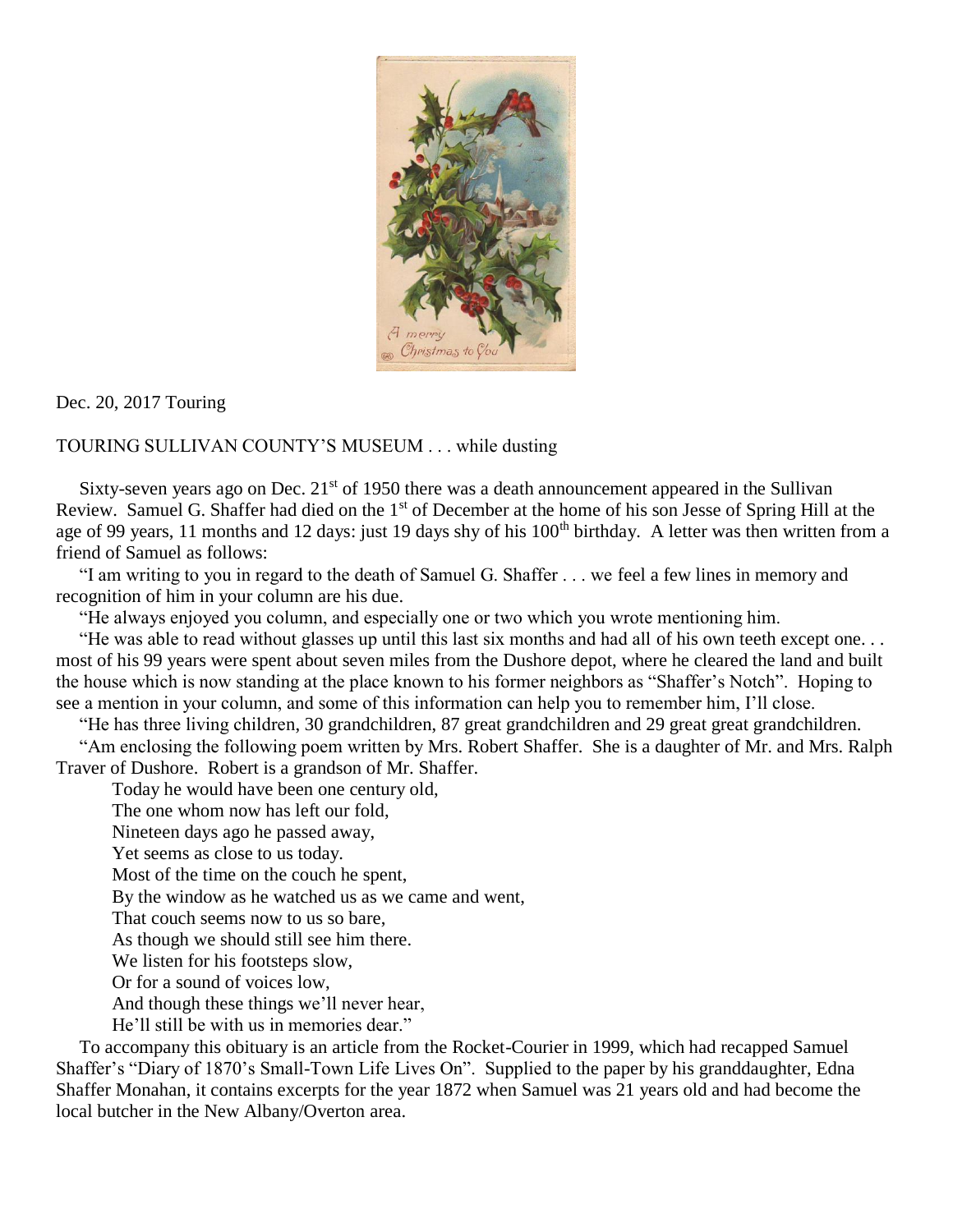Dec. 20, 2017 Touring

TOURING SULLIVAN COUNTY'S MUSEUM . . . while dusting

Sixty-seven years ago on Dec. 21st of 1950 there was a death announcement appeared in the Sullivan Review. Samuel G. Shaffer had died on the 1st of December at the home of his son Jesse of Spring Hill at the age of 99 years, 11 months and 12 days: just 19 days shy of his 100th birthday. A letter was then written from a friend of Samuel as follows:

"I am writing to you in regard to the death of Samuel G. Shaffer . . . we feel a few lines in memory and recognition of him in your column are his due.

"He always enjoyed you column, and especially one or two which you wrote mentioning him.

"He was able to read without glasses up until this last six months and had all of his own teeth except one. . . most of his 99 years were spent about seven miles from the Dushore depot, where he cleared the land and built the house which is now standing at the place known to his former neighbors as "Shaffer's Notch". Hoping to see a mention in your column, and some of this information can help you to remember him, I'll close.

"He has three living children, 30 grandchildren, 87 great grandchildren and 29 great great grandchildren.

"Am enclosing the following poem written by Mrs. Robert Shaffer. She is a daughter of Mr. and Mrs. Ralph Traver of Dushore. Robert is a grandson of Mr. Shaffer.

> Today he would have been one century old,
> The one whom now has left our fold,
> Nineteen days ago he passed away,
> Yet seems as close to us today.
> Most of the time on the couch he spent,
> By the window as he watched us as we came and went,
> That couch seems now to us so bare,
> As though we should still see him there.
> We listen for his footsteps slow,
> Or for a sound of voices low,
> And though these things we'll never hear,
> He'll still be with us in memories dear."

To accompany this obituary is an article from the Rocket-Courier in 1999, which had recapped Samuel Shaffer's "Diary of 1870's Small-Town Life Lives On". Supplied to the paper by his granddaughter, Edna Shaffer Monahan, it contains excerpts for the year 1872 when Samuel was 21 years old and had become the local butcher in the New Albany/Overton area.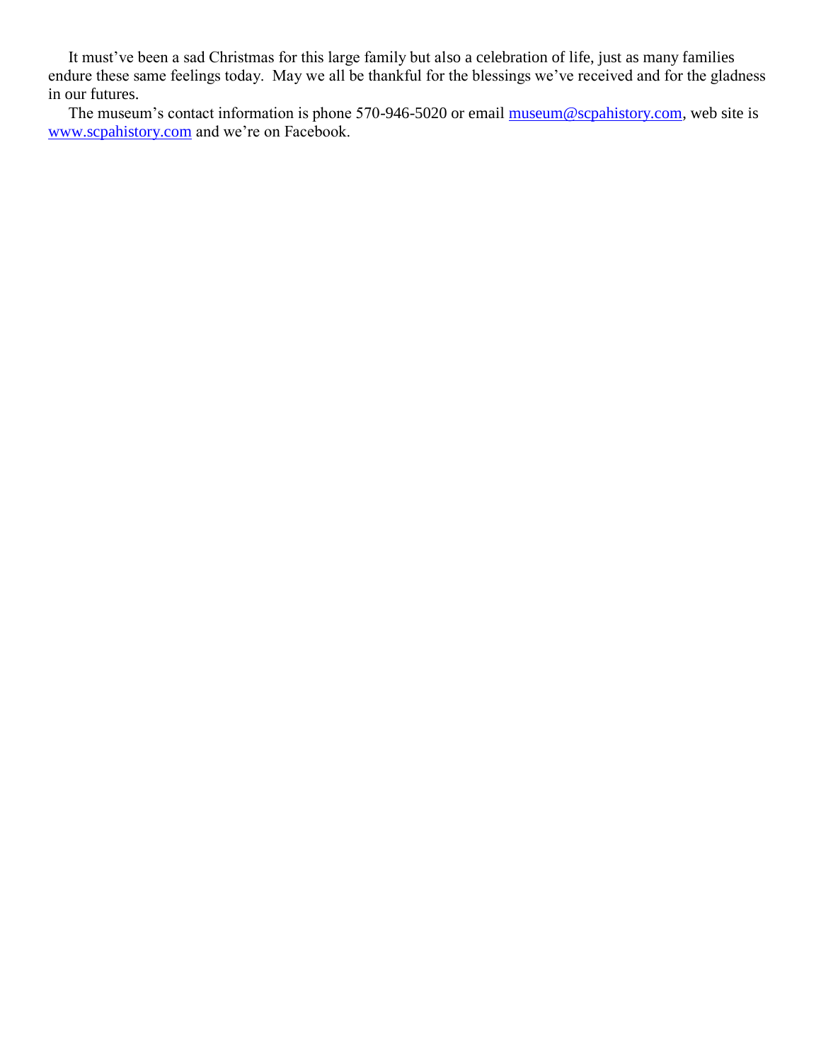It must've been a sad Christmas for this large family but also a celebration of life, just as many families endure these same feelings today. May we all be thankful for the blessings we've received and for the gladness in our futures.

The museum's contact information is phone 570-946-5020 or email museum@scpahistory.com, web site is www.scpahistory.com and we're on Facebook.